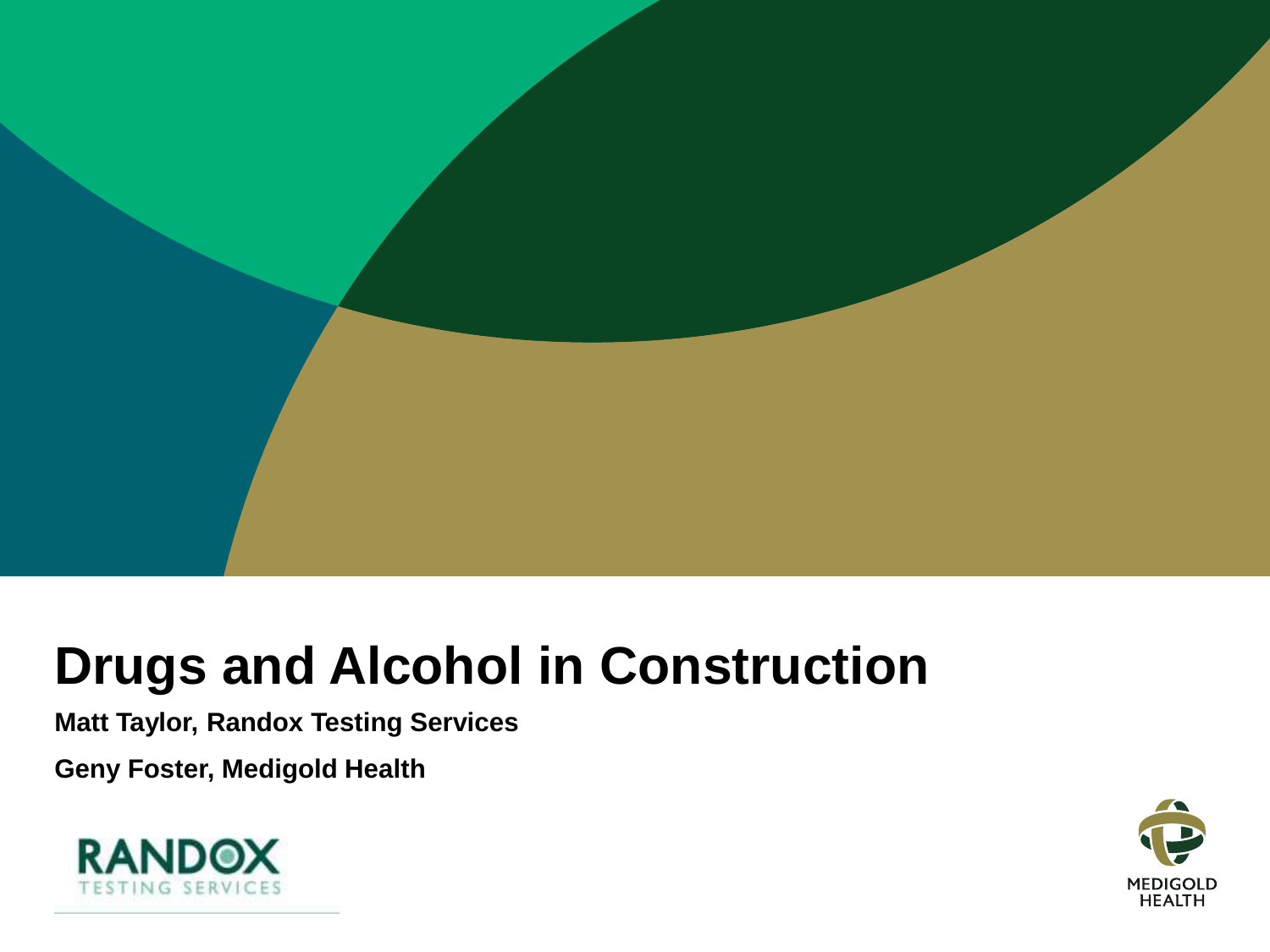# Drugs and Alcohol in Construction

**Matt Taylor, Randox Testing Services**

**Geny Foster, Medigold Health**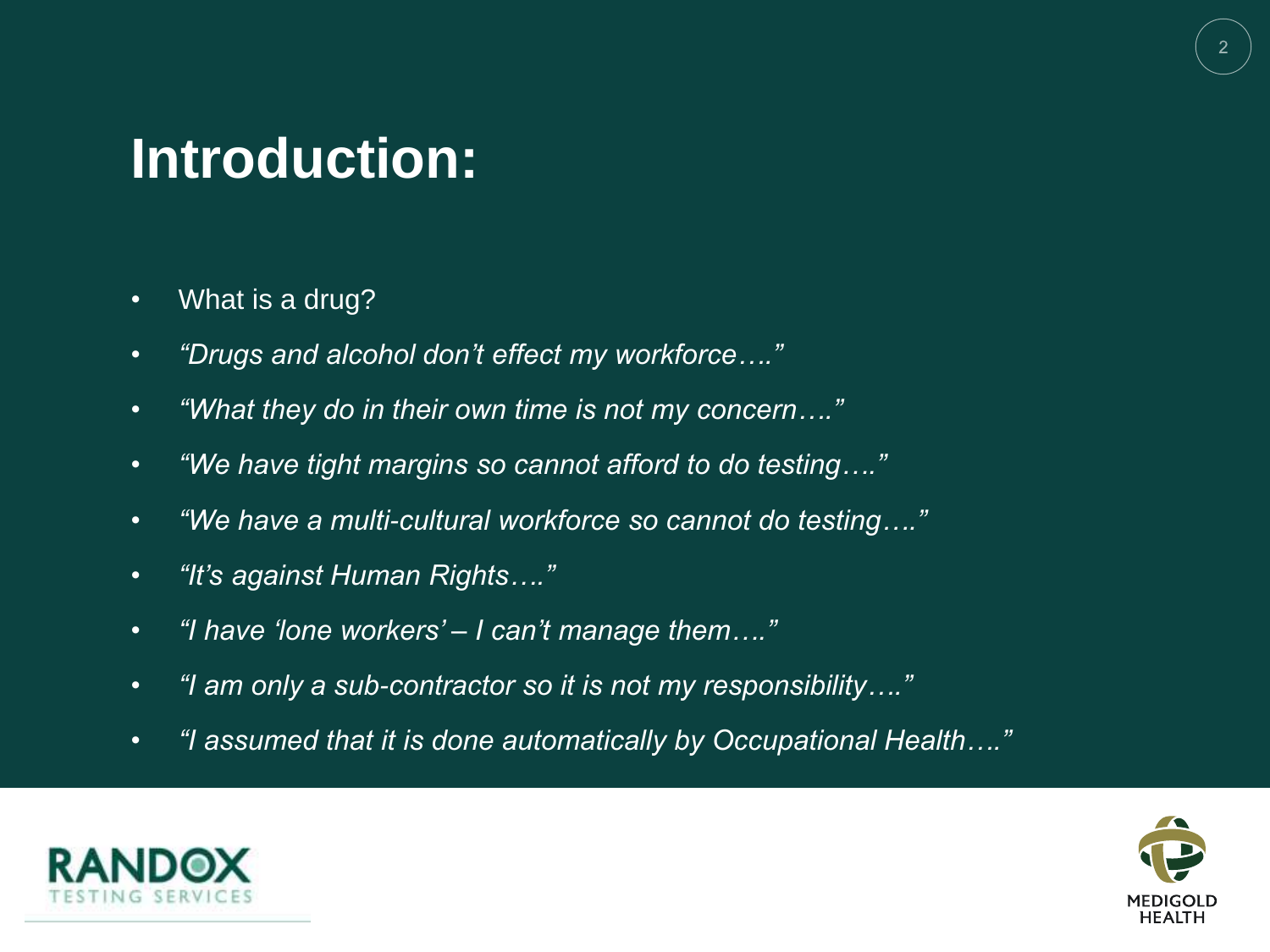# Introduction:

- What is a drug?
- *"Drugs and alcohol don't effect my workforce…."*
- *"What they do in their own time is not my concern…."*
- *"We have tight margins so cannot afford to do testing…."*
- *"We have a multi-cultural workforce so cannot do testing…."*
- *"It's against Human Rights…."*
- *"I have 'lone workers' – I can't manage them…."*
- *"I am only a sub-contractor so it is not my responsibility…."*
- *"I assumed that it is done automatically by Occupational Health…."*

RANDOX TESTING SERVICES

MEDIGOLD HEALTH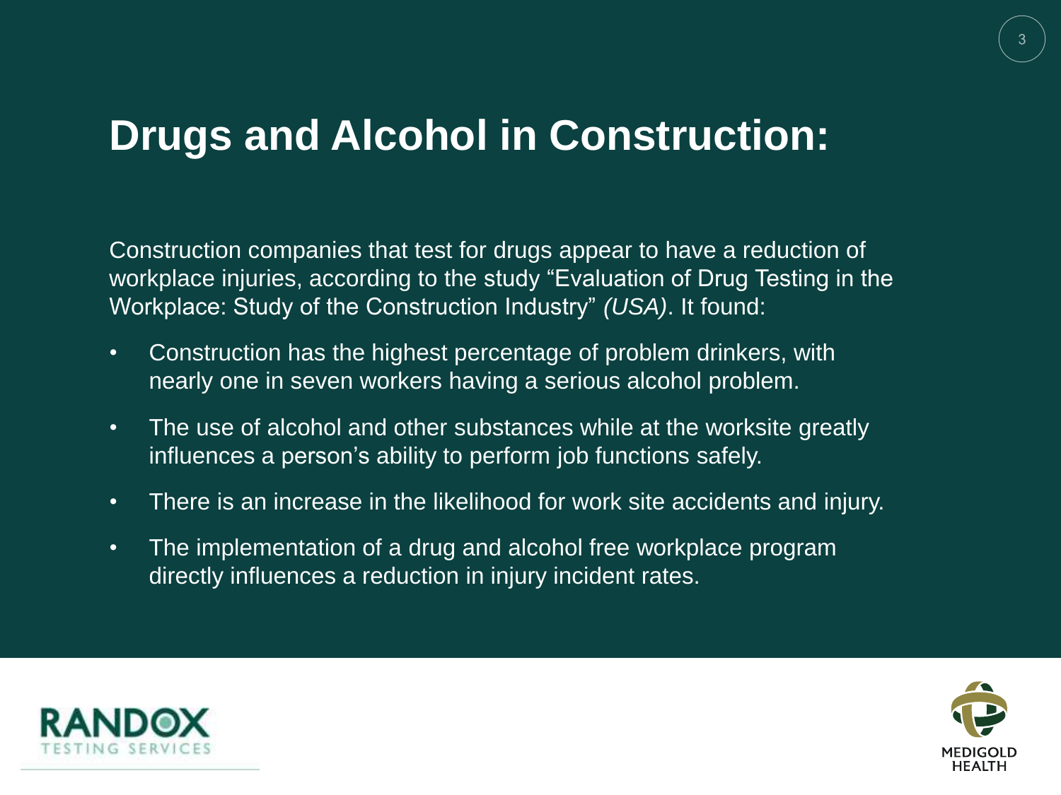# Drugs and Alcohol in Construction:

Construction companies that test for drugs appear to have a reduction of workplace injuries, according to the study "Evaluation of Drug Testing in the Workplace: Study of the Construction Industry" *(USA)*. It found:

- Construction has the highest percentage of problem drinkers, with nearly one in seven workers having a serious alcohol problem.
- The use of alcohol and other substances while at the worksite greatly influences a person's ability to perform job functions safely.
- There is an increase in the likelihood for work site accidents and injury.
- The implementation of a drug and alcohol free workplace program directly influences a reduction in injury incident rates.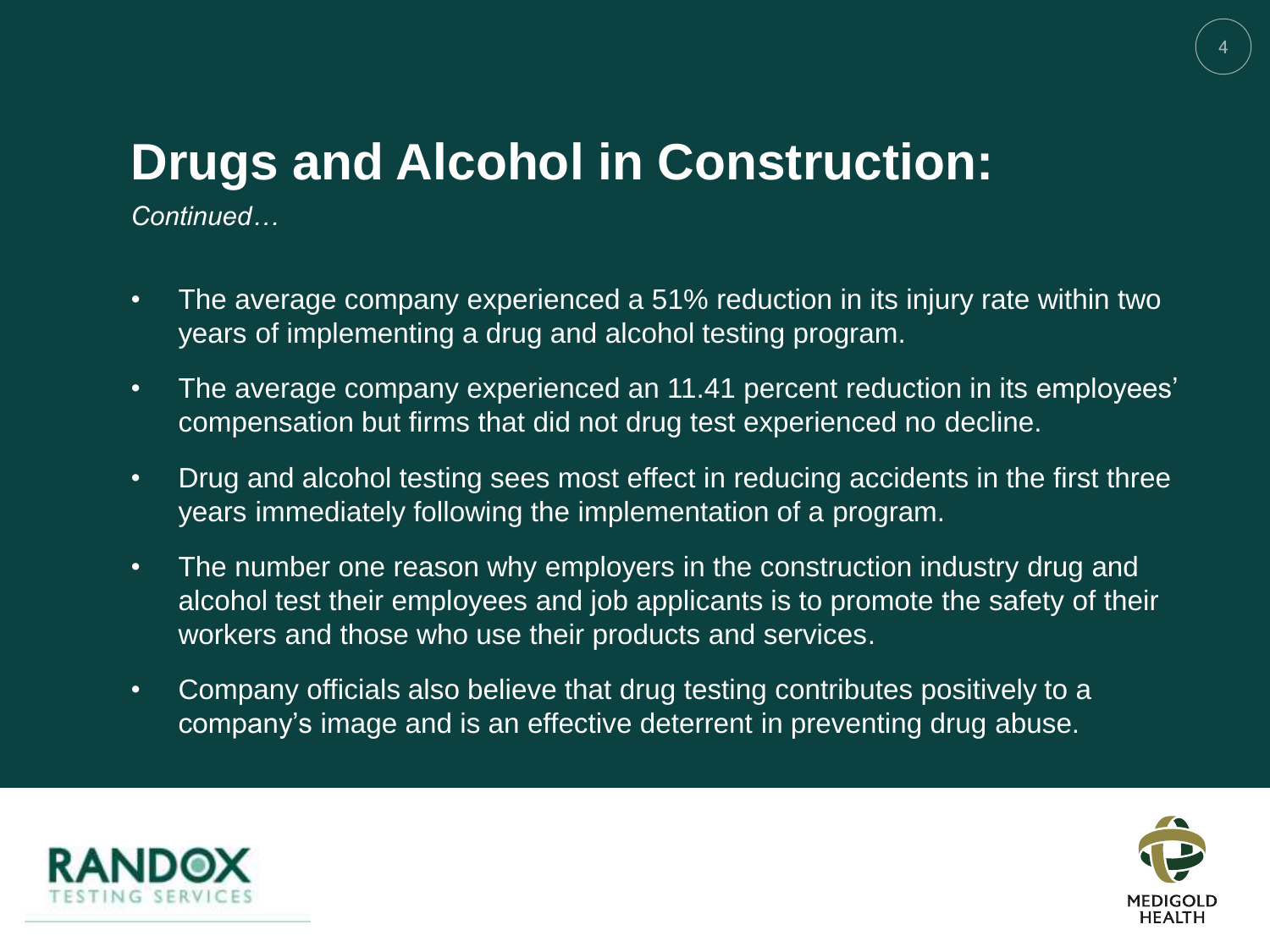# Drugs and Alcohol in Construction:

*Continued…*

- The average company experienced a 51% reduction in its injury rate within two years of implementing a drug and alcohol testing program.
- The average company experienced an 11.41 percent reduction in its employees' compensation but firms that did not drug test experienced no decline.
- Drug and alcohol testing sees most effect in reducing accidents in the first three years immediately following the implementation of a program.
- The number one reason why employers in the construction industry drug and alcohol test their employees and job applicants is to promote the safety of their workers and those who use their products and services.
- Company officials also believe that drug testing contributes positively to a company's image and is an effective deterrent in preventing drug abuse.

RANDOX TESTING SERVICES

MEDIGOLD HEALTH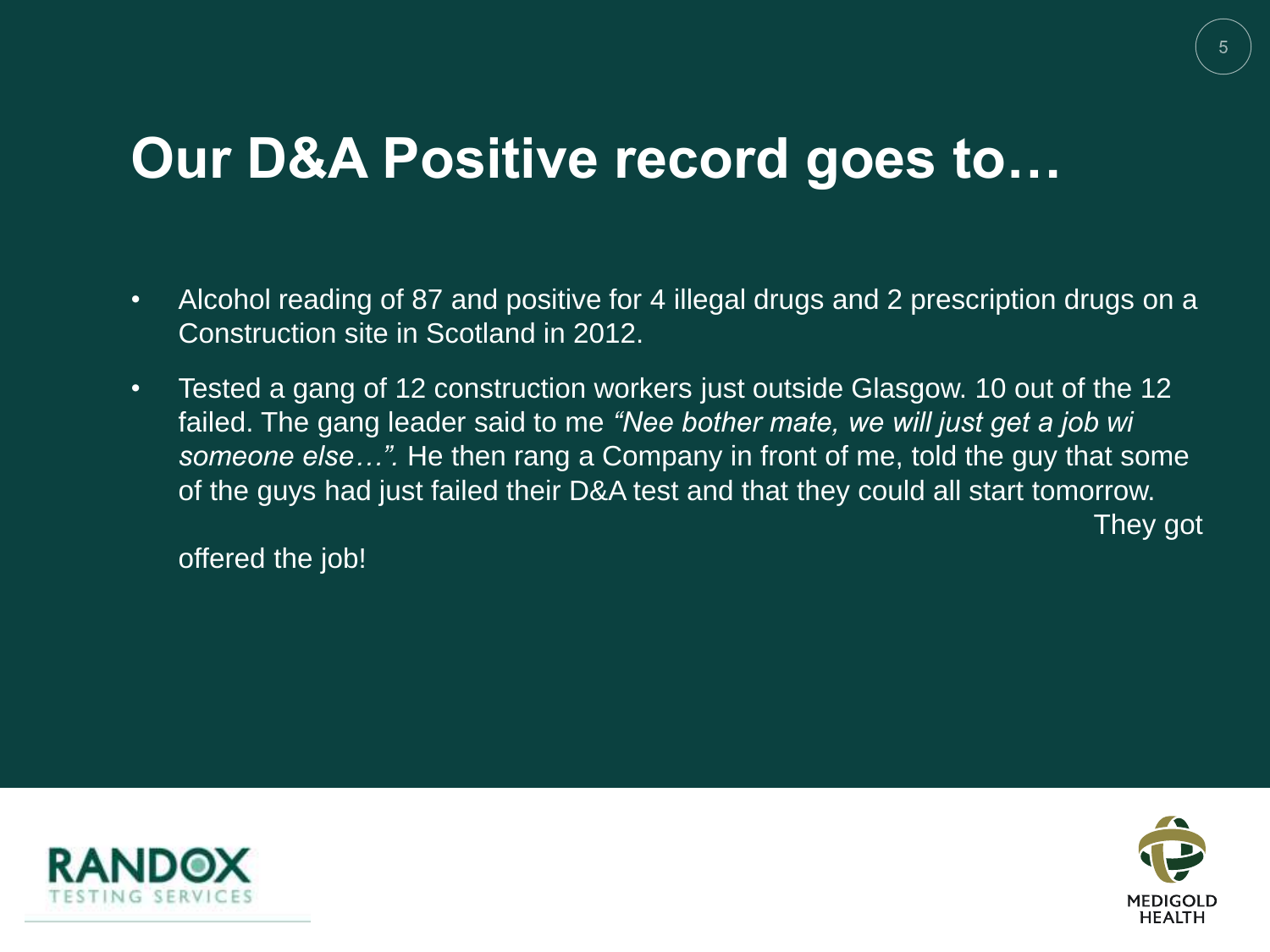# Our D&A Positive record goes to…

- Alcohol reading of 87 and positive for 4 illegal drugs and 2 prescription drugs on a Construction site in Scotland in 2012.
- Tested a gang of 12 construction workers just outside Glasgow. 10 out of the 12 failed. The gang leader said to me *"Nee bother mate, we will just get a job wi someone else…".* He then rang a Company in front of me, told the guy that some of the guys had just failed their D&A test and that they could all start tomorrow. They got offered the job!

RANDOX TESTING SERVICES

MEDIGOLD HEALTH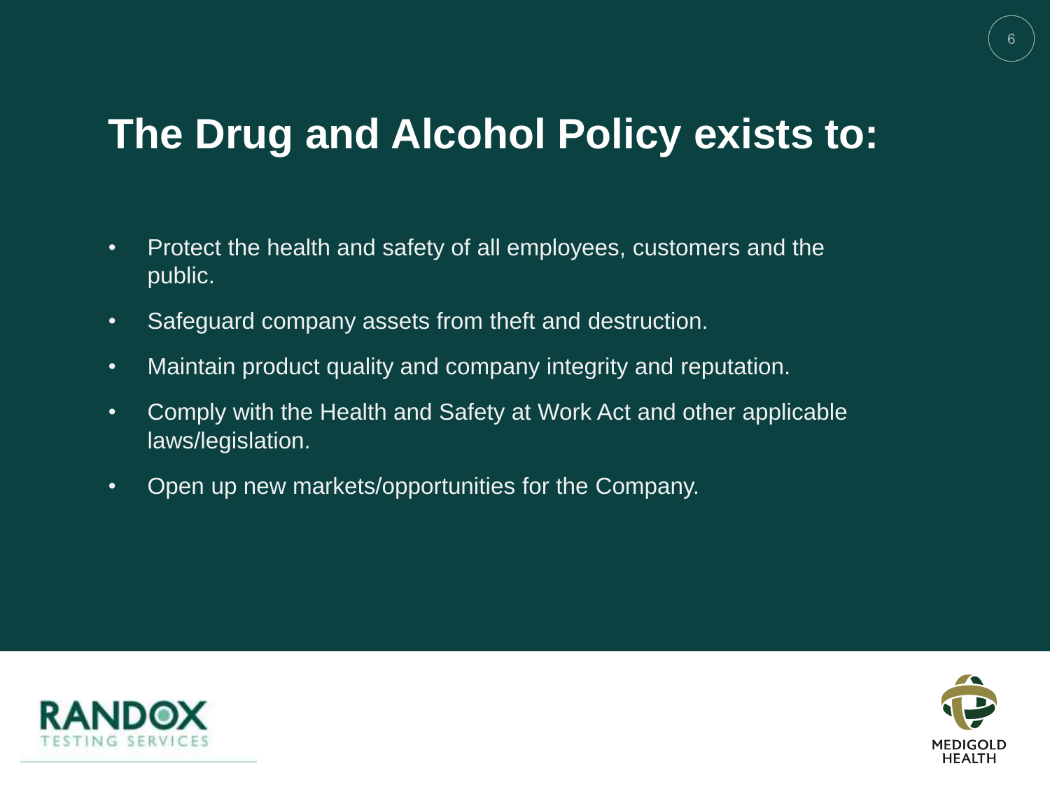# The Drug and Alcohol Policy exists to:

- Protect the health and safety of all employees, customers and the public.
- Safeguard company assets from theft and destruction.
- Maintain product quality and company integrity and reputation.
- Comply with the Health and Safety at Work Act and other applicable laws/legislation.
- Open up new markets/opportunities for the Company.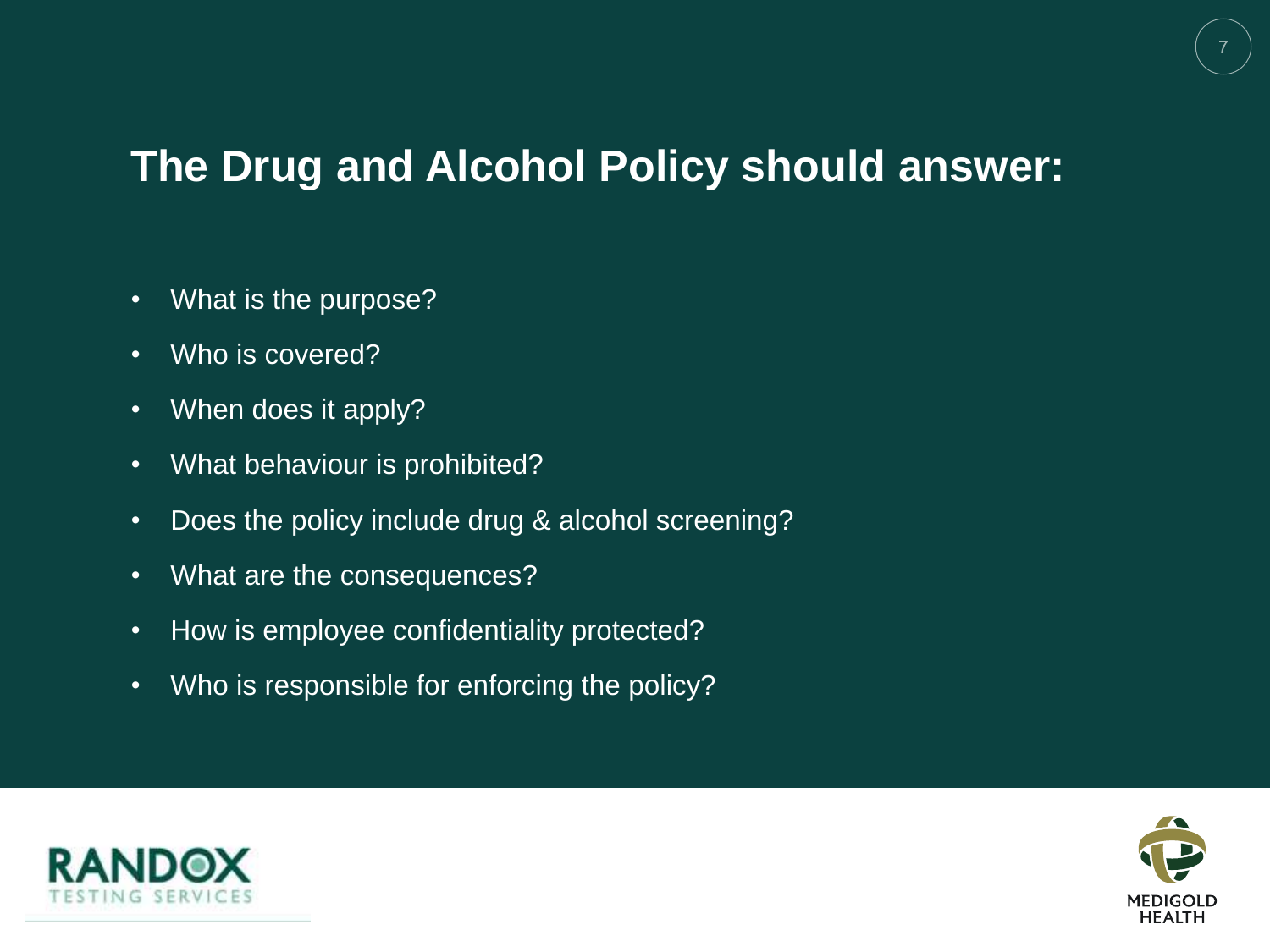# The Drug and Alcohol Policy should answer:

- What is the purpose?
- Who is covered?
- When does it apply?
- What behaviour is prohibited?
- Does the policy include drug & alcohol screening?
- What are the consequences?
- How is employee confidentiality protected?
- Who is responsible for enforcing the policy?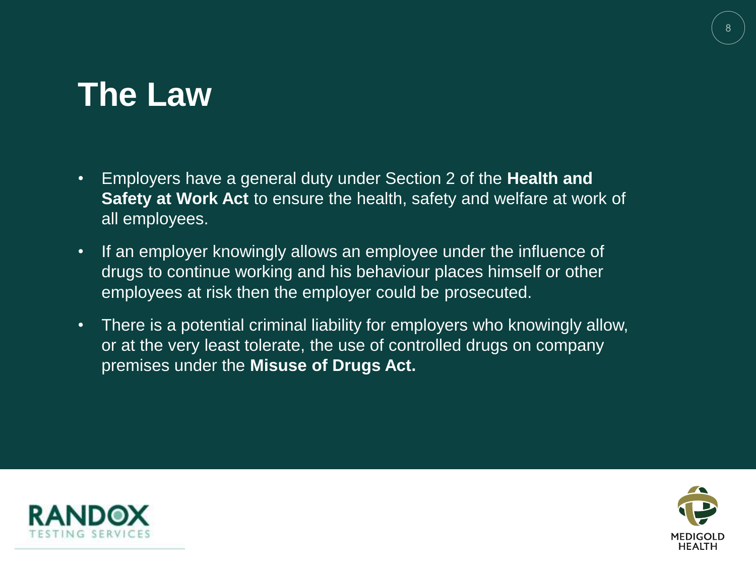# The Law

- Employers have a general duty under Section 2 of the **Health and Safety at Work Act** to ensure the health, safety and welfare at work of all employees.
- If an employer knowingly allows an employee under the influence of drugs to continue working and his behaviour places himself or other employees at risk then the employer could be prosecuted.
- There is a potential criminal liability for employers who knowingly allow, or at the very least tolerate, the use of controlled drugs on company premises under the **Misuse of Drugs Act.**

RANDOX TESTING SERVICES

MEDIGOLD HEALTH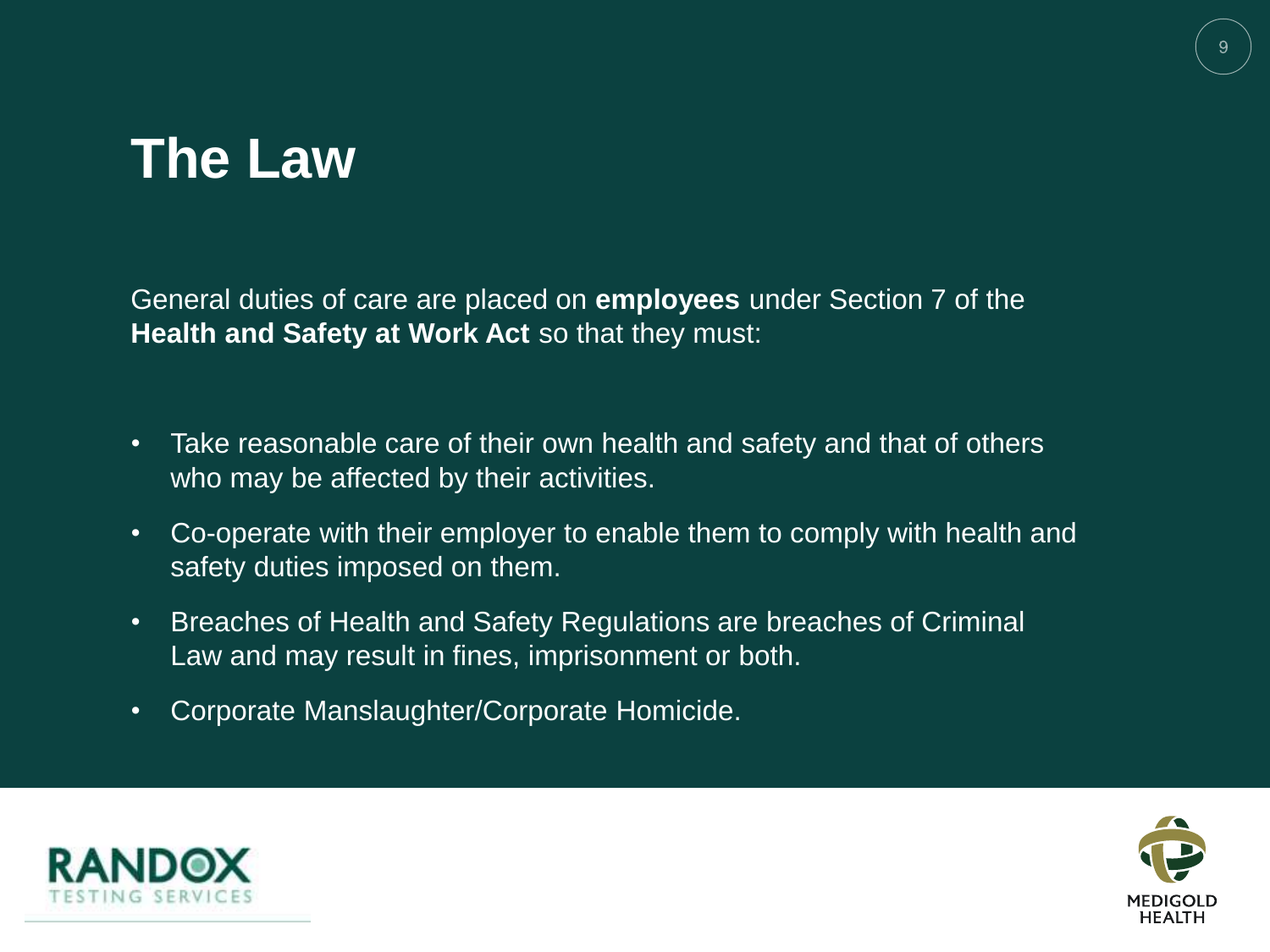# The Law

General duties of care are placed on **employees** under Section 7 of the **Health and Safety at Work Act** so that they must:

- Take reasonable care of their own health and safety and that of others who may be affected by their activities.
- Co-operate with their employer to enable them to comply with health and safety duties imposed on them.
- Breaches of Health and Safety Regulations are breaches of Criminal Law and may result in fines, imprisonment or both.
- Corporate Manslaughter/Corporate Homicide.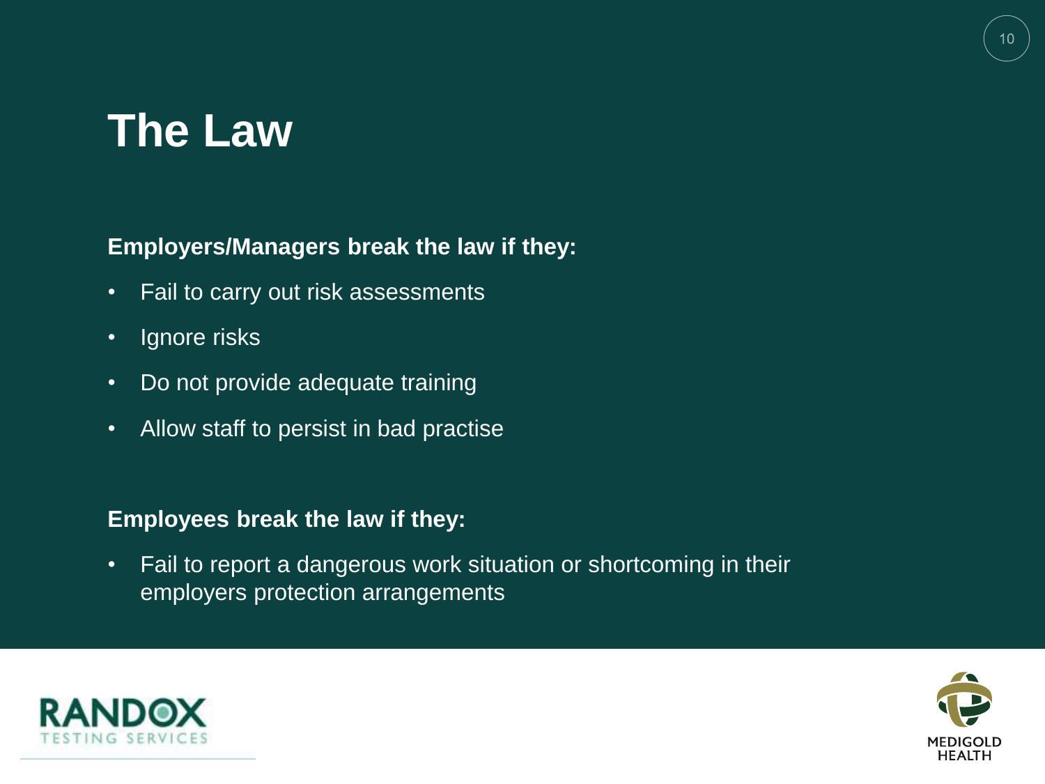# The Law

**Employers/Managers break the law if they:**

- Fail to carry out risk assessments
- Ignore risks
- Do not provide adequate training
- Allow staff to persist in bad practise

**Employees break the law if they:**

- Fail to report a dangerous work situation or shortcoming in their employers protection arrangements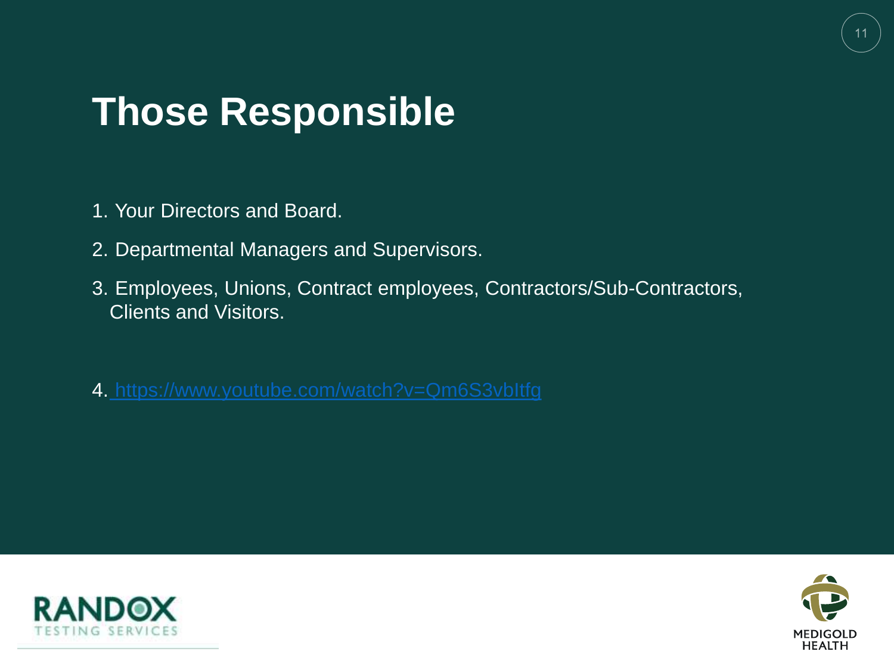# Those Responsible

1. Your Directors and Board.
2. Departmental Managers and Supervisors.
3. Employees, Unions, Contract employees, Contractors/Sub-Contractors, Clients and Visitors.
4. https://www.youtube.com/watch?v=Qm6S3vbItfg

RANDOX TESTING SERVICES

MEDIGOLD HEALTH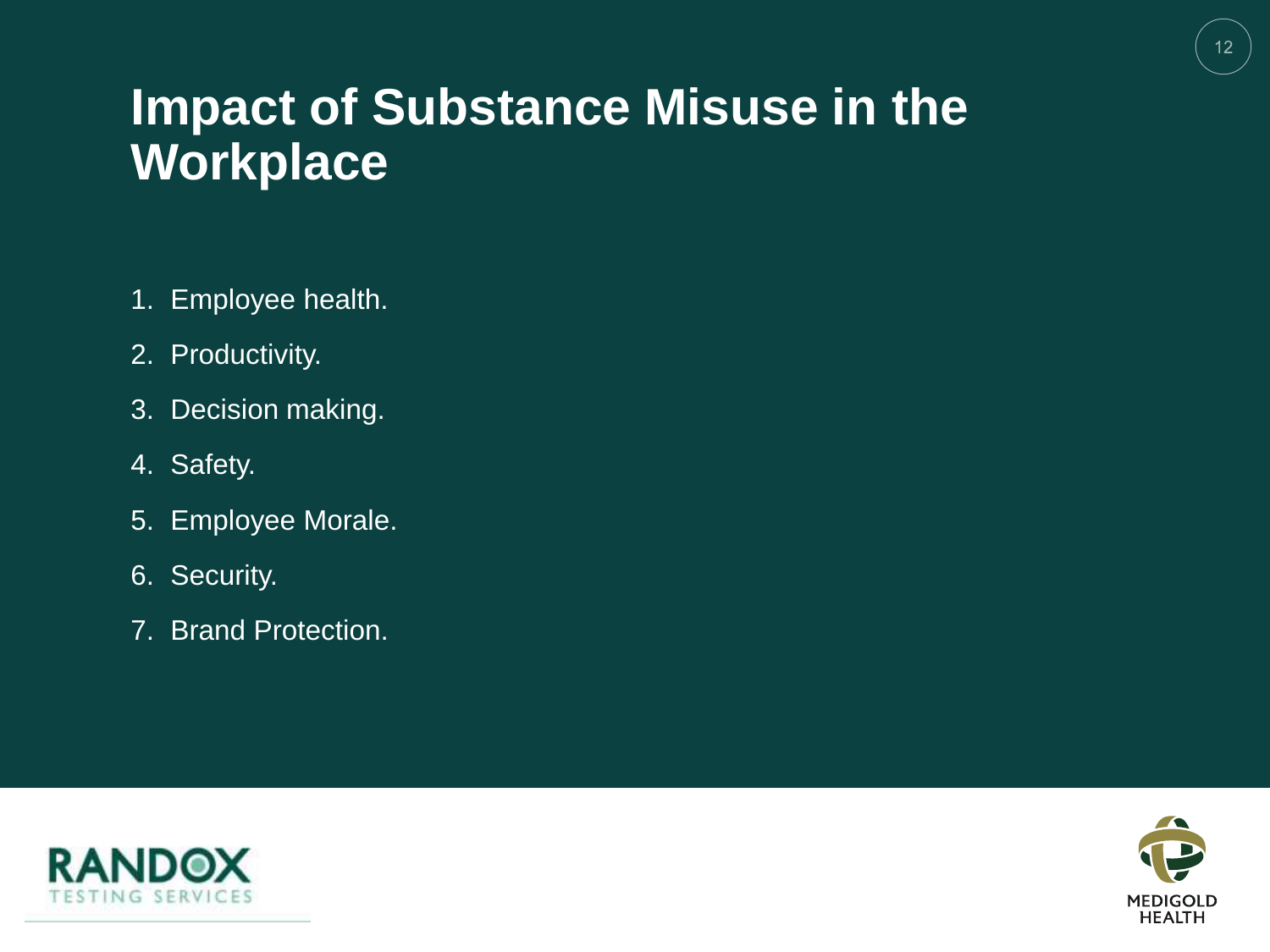# Impact of Substance Misuse in the Workplace

1. Employee health.
2. Productivity.
3. Decision making.
4. Safety.
5. Employee Morale.
6. Security.
7. Brand Protection.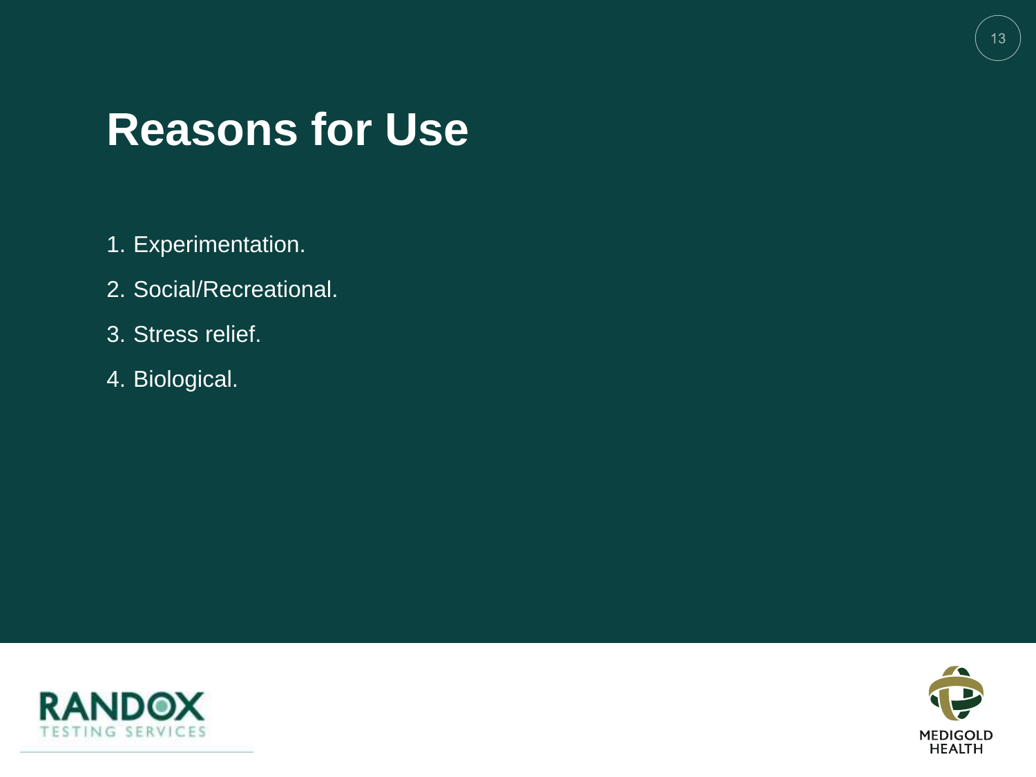# Reasons for Use

1. Experimentation.
2. Social/Recreational.
3. Stress relief.
4. Biological.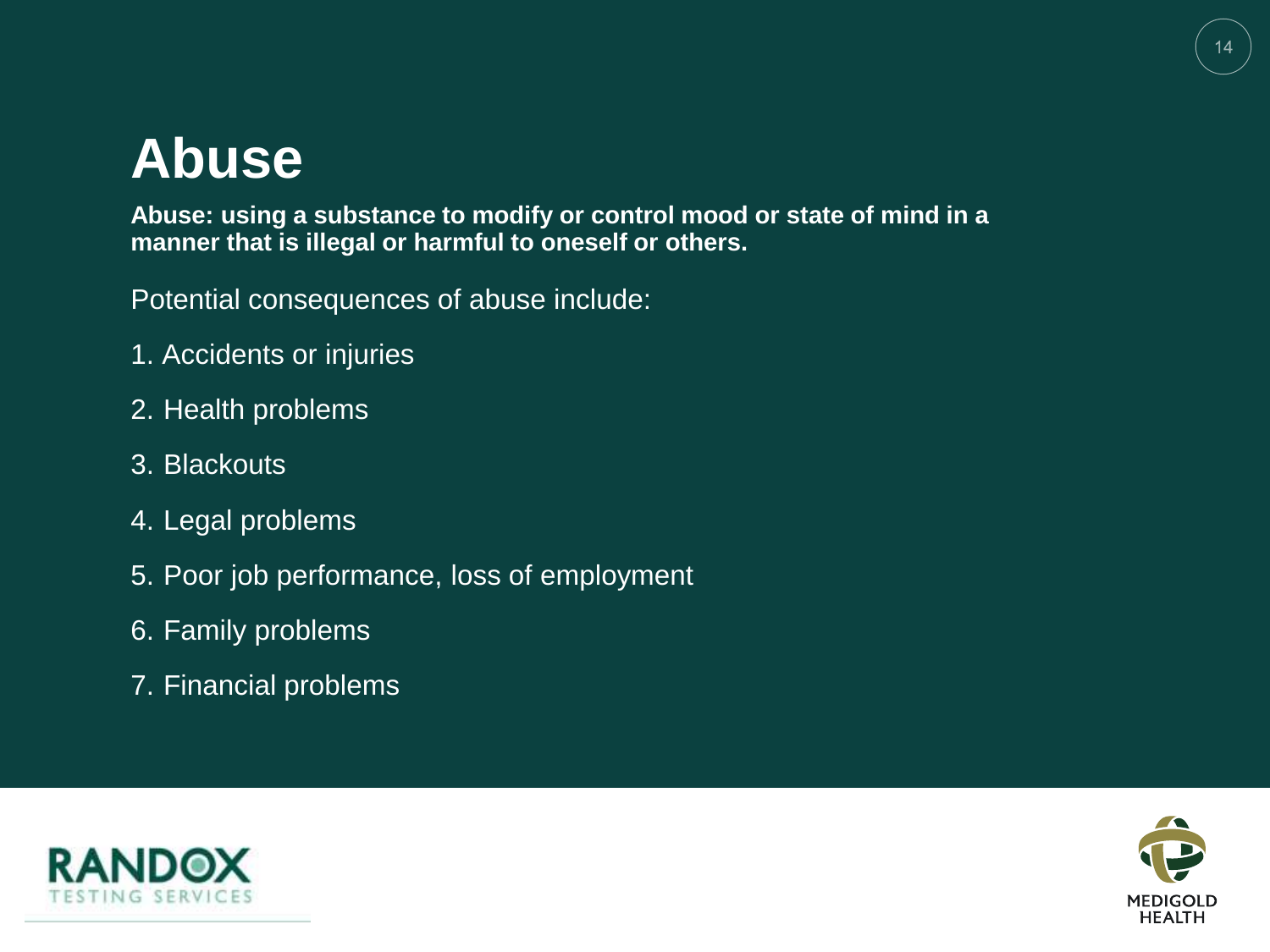# Abuse

**Abuse: using a substance to modify or control mood or state of mind in a manner that is illegal or harmful to oneself or others.**

Potential consequences of abuse include:

1. Accidents or injuries
2. Health problems
3. Blackouts
4. Legal problems
5. Poor job performance, loss of employment
6. Family problems
7. Financial problems

RANDOX TESTING SERVICES

MEDIGOLD HEALTH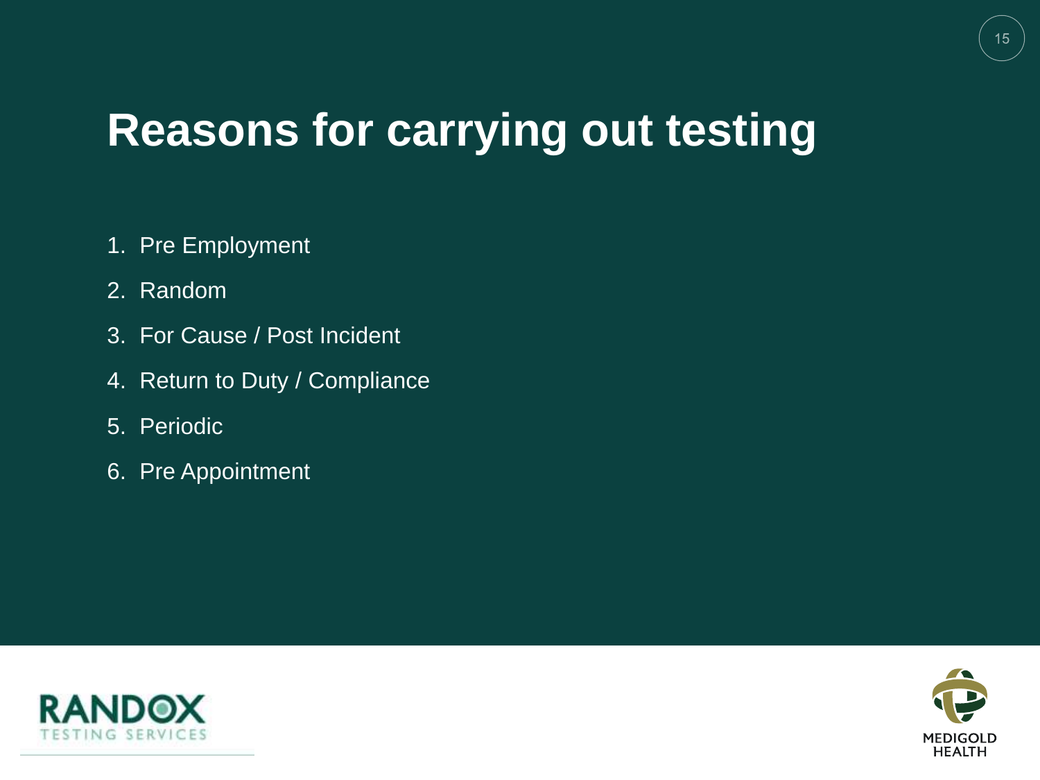# Reasons for carrying out testing

1. Pre Employment
2. Random
3. For Cause / Post Incident
4. Return to Duty / Compliance
5. Periodic
6. Pre Appointment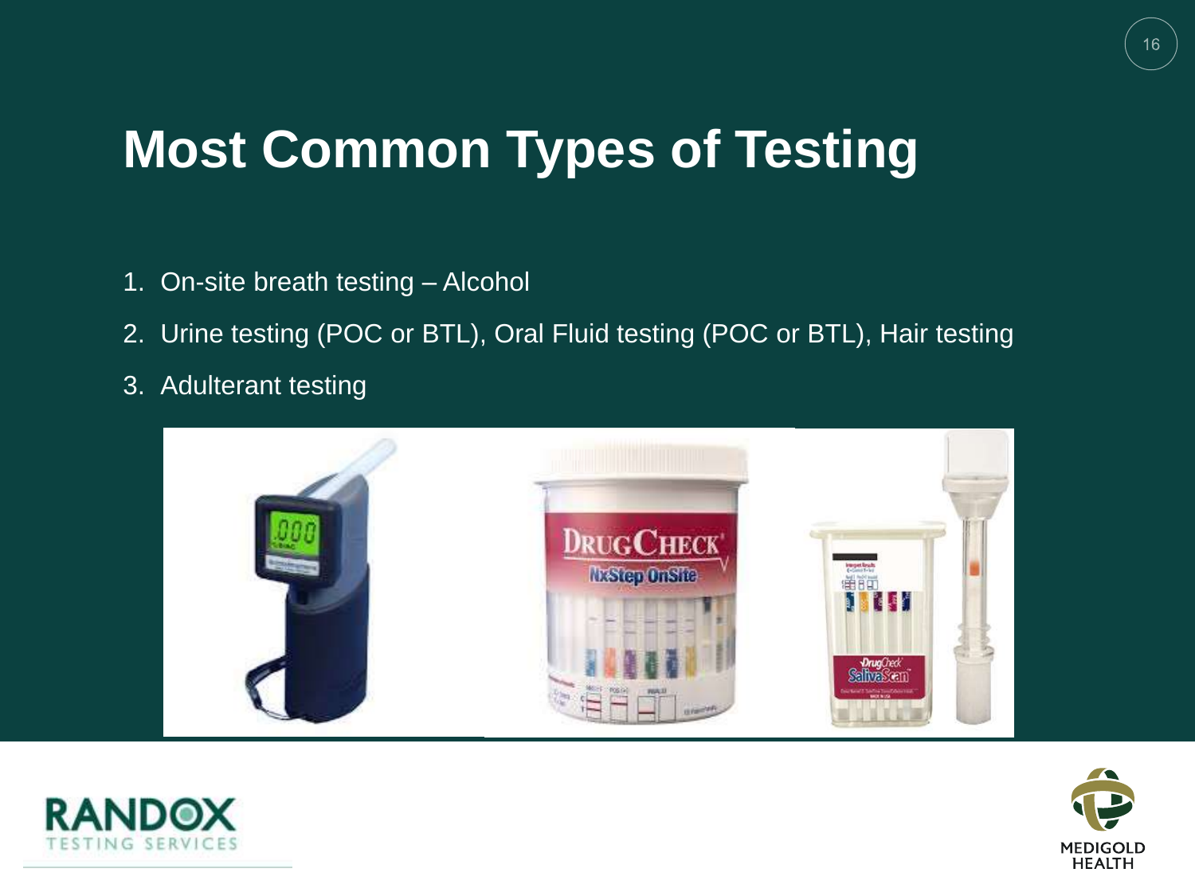# Most Common Types of Testing

1. On-site breath testing – Alcohol
2. Urine testing (POC or BTL), Oral Fluid testing (POC or BTL), Hair testing
3. Adulterant testing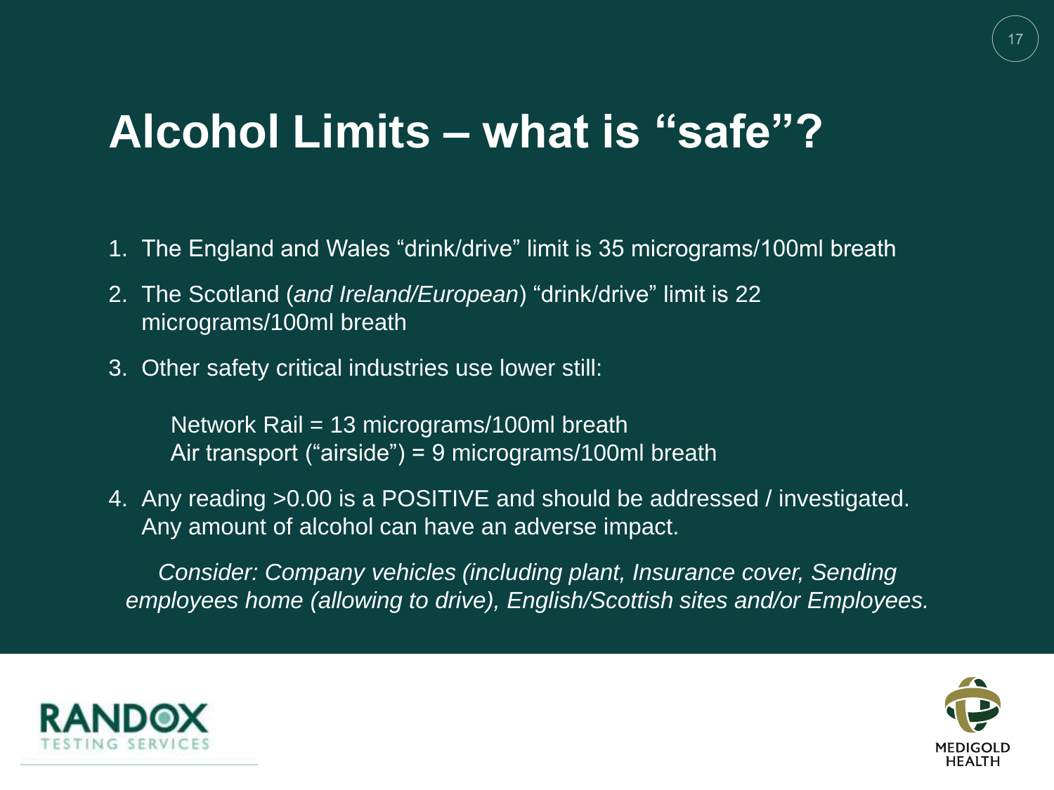# Alcohol Limits – what is "safe"?

1. The England and Wales "drink/drive" limit is 35 micrograms/100ml breath
2. The Scotland (*and Ireland/European*) "drink/drive" limit is 22 micrograms/100ml breath
3. Other safety critical industries use lower still:

   Network Rail = 13 micrograms/100ml breath
   Air transport ("airside") = 9 micrograms/100ml breath

4. Any reading >0.00 is a POSITIVE and should be addressed / investigated. Any amount of alcohol can have an adverse impact.

*Consider: Company vehicles (including plant, Insurance cover, Sending employees home (allowing to drive), English/Scottish sites and/or Employees.*

RANDOX TESTING SERVICES

MEDIGOLD HEALTH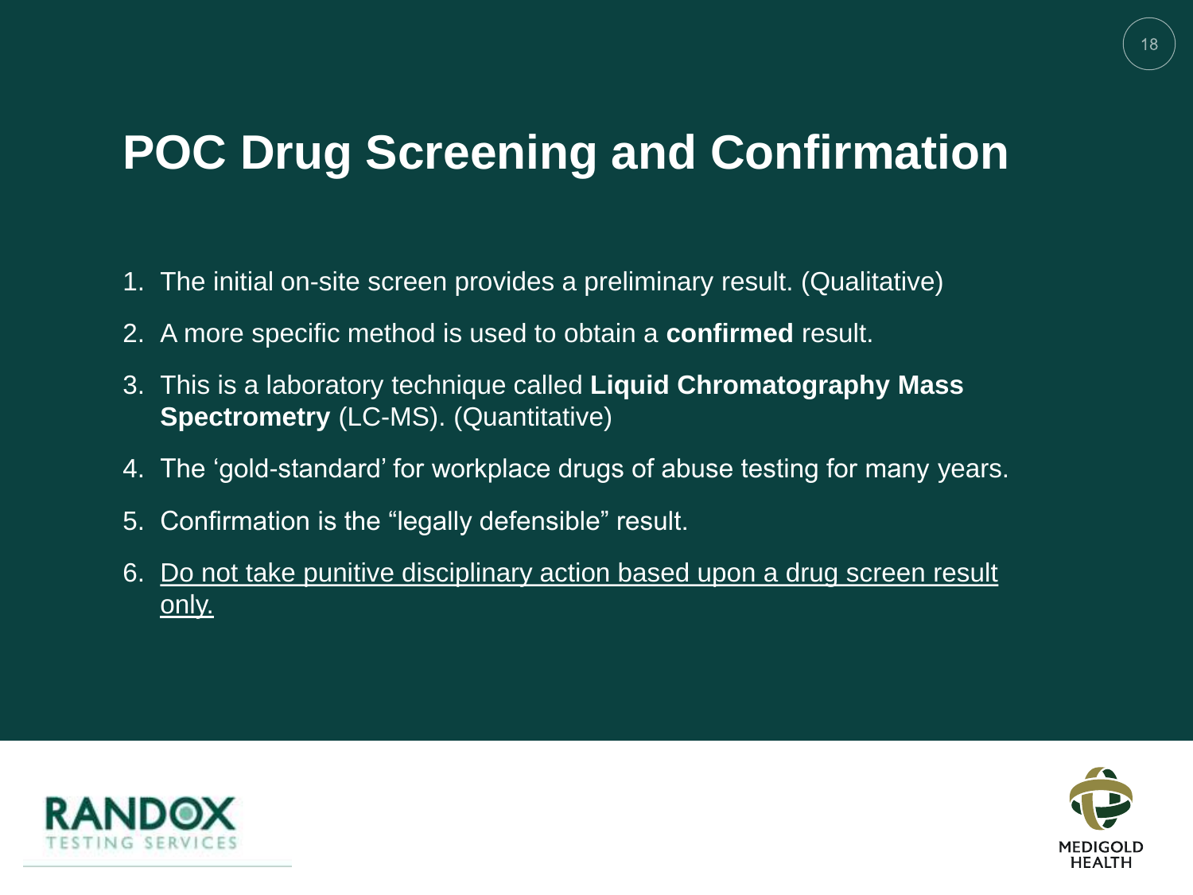# POC Drug Screening and Confirmation

1. The initial on-site screen provides a preliminary result. (Qualitative)
2. A more specific method is used to obtain a **confirmed** result.
3. This is a laboratory technique called **Liquid Chromatography Mass Spectrometry** (LC-MS). (Quantitative)
4. The 'gold-standard' for workplace drugs of abuse testing for many years.
5. Confirmation is the "legally defensible" result.
6. <u>Do not take punitive disciplinary action based upon a drug screen result only.</u>

RANDOX TESTING SERVICES

MEDIGOLD HEALTH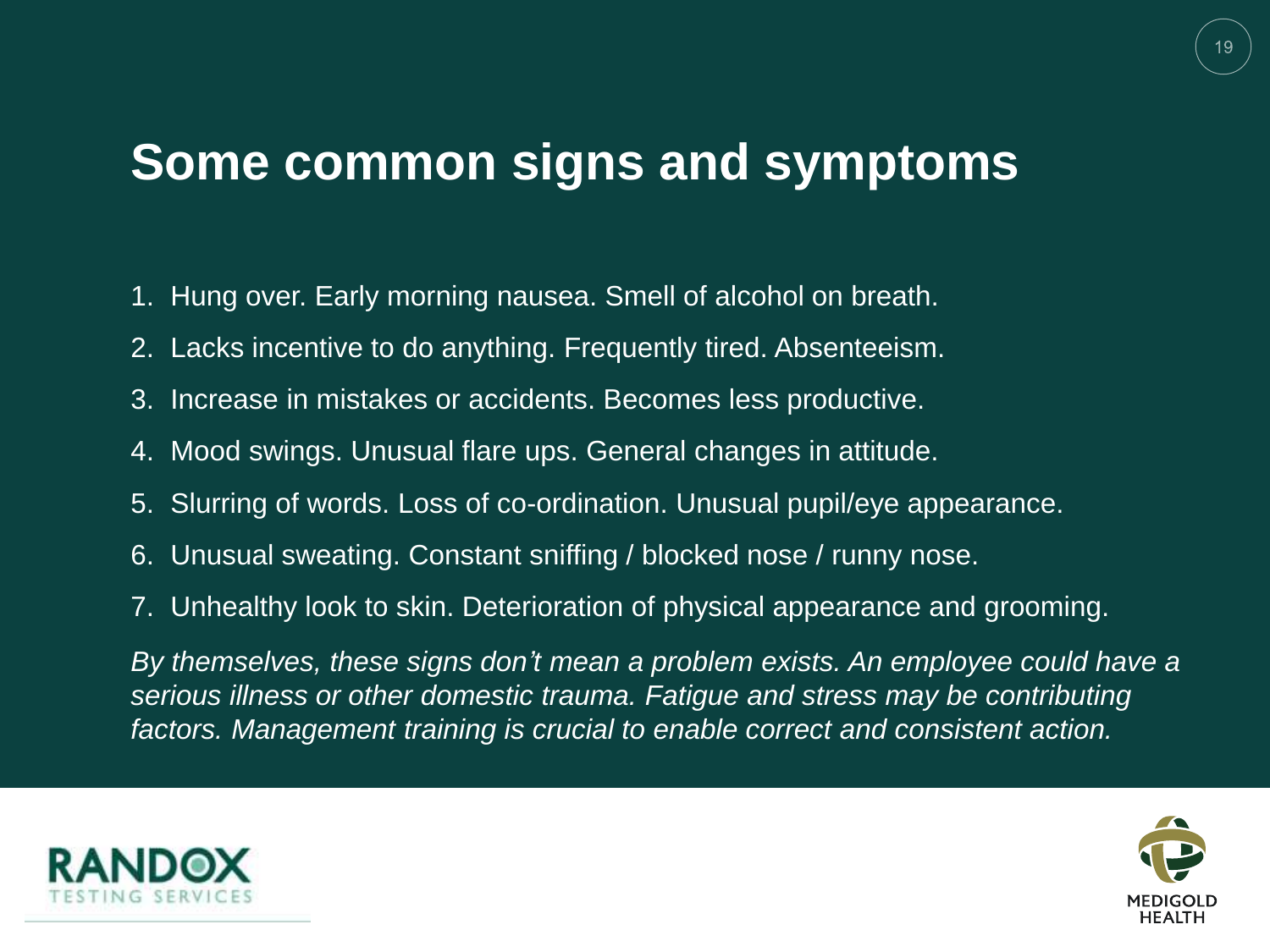# Some common signs and symptoms

1. Hung over. Early morning nausea. Smell of alcohol on breath.
2. Lacks incentive to do anything. Frequently tired. Absenteeism.
3. Increase in mistakes or accidents. Becomes less productive.
4. Mood swings. Unusual flare ups. General changes in attitude.
5. Slurring of words. Loss of co-ordination. Unusual pupil/eye appearance.
6. Unusual sweating. Constant sniffing / blocked nose / runny nose.
7. Unhealthy look to skin. Deterioration of physical appearance and grooming.

*By themselves, these signs don't mean a problem exists. An employee could have a serious illness or other domestic trauma. Fatigue and stress may be contributing factors. Management training is crucial to enable correct and consistent action.*

RANDOX TESTING SERVICES

MEDIGOLD HEALTH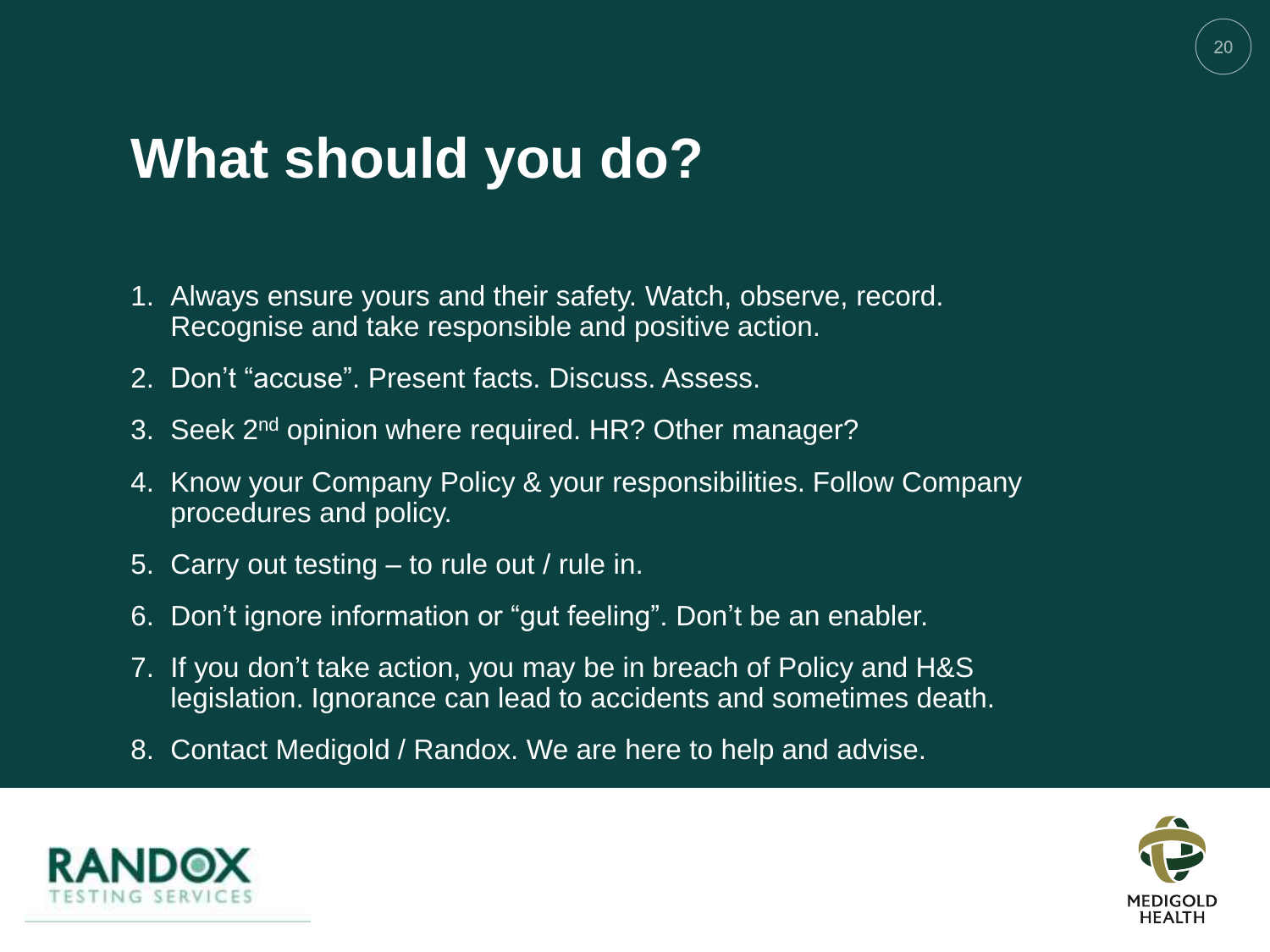# What should you do?

1. Always ensure yours and their safety. Watch, observe, record. Recognise and take responsible and positive action.
2. Don't "accuse". Present facts. Discuss. Assess.
3. Seek 2nd opinion where required. HR? Other manager?
4. Know your Company Policy & your responsibilities. Follow Company procedures and policy.
5. Carry out testing – to rule out / rule in.
6. Don't ignore information or "gut feeling". Don't be an enabler.
7. If you don't take action, you may be in breach of Policy and H&S legislation. Ignorance can lead to accidents and sometimes death.
8. Contact Medigold / Randox. We are here to help and advise.

RANDOX TESTING SERVICES

MEDIGOLD HEALTH